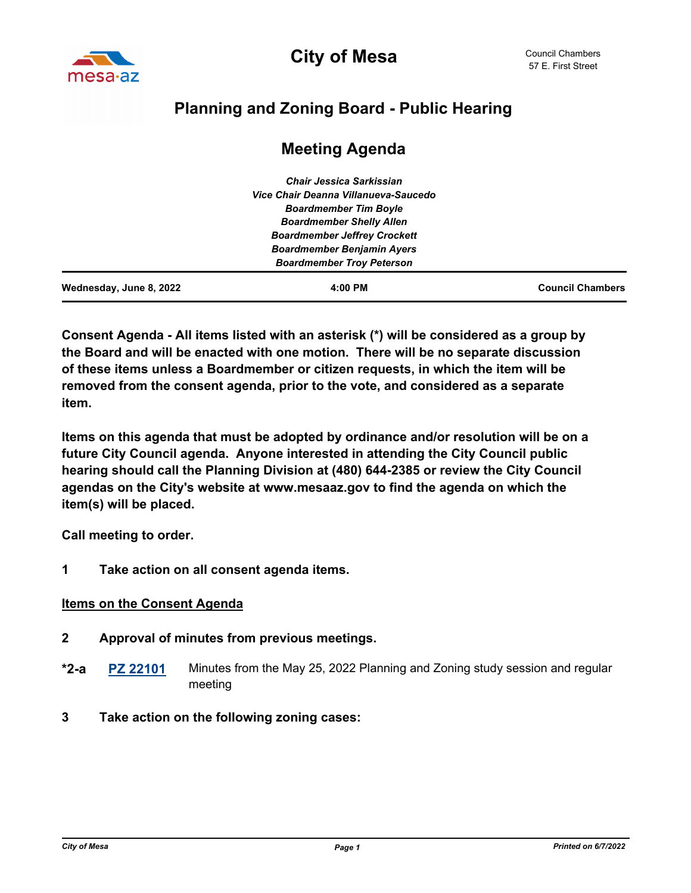# City of Mesa

Council Chambers
57 E. First Street

## Planning and Zoning Board - Public Hearing

## Meeting Agenda

*Chair Jessica Sarkissian*
*Vice Chair Deanna Villanueva-Saucedo*
*Boardmember Tim Boyle*
*Boardmember Shelly Allen*
*Boardmember Jeffrey Crockett*
*Boardmember Benjamin Ayers*
*Boardmember Troy Peterson*

**Wednesday, June 8, 2022** **4:00 PM** **Council Chambers**

**Consent Agenda - All items listed with an asterisk (*) will be considered as a group by the Board and will be enacted with one motion. There will be no separate discussion of these items unless a Boardmember or citizen requests, in which the item will be removed from the consent agenda, prior to the vote, and considered as a separate item.**

**Items on this agenda that must be adopted by ordinance and/or resolution will be on a future City Council agenda. Anyone interested in attending the City Council public hearing should call the Planning Division at (480) 644-2385 or review the City Council agendas on the City's website at www.mesaaz.gov to find the agenda on which the item(s) will be placed.**

**Call meeting to order.**

**1 Take action on all consent agenda items.**

**Items on the Consent Agenda**

**2 Approval of minutes from previous meetings.**

**\*2-a** **PZ 22101** Minutes from the May 25, 2022 Planning and Zoning study session and regular meeting

**3 Take action on the following zoning cases:**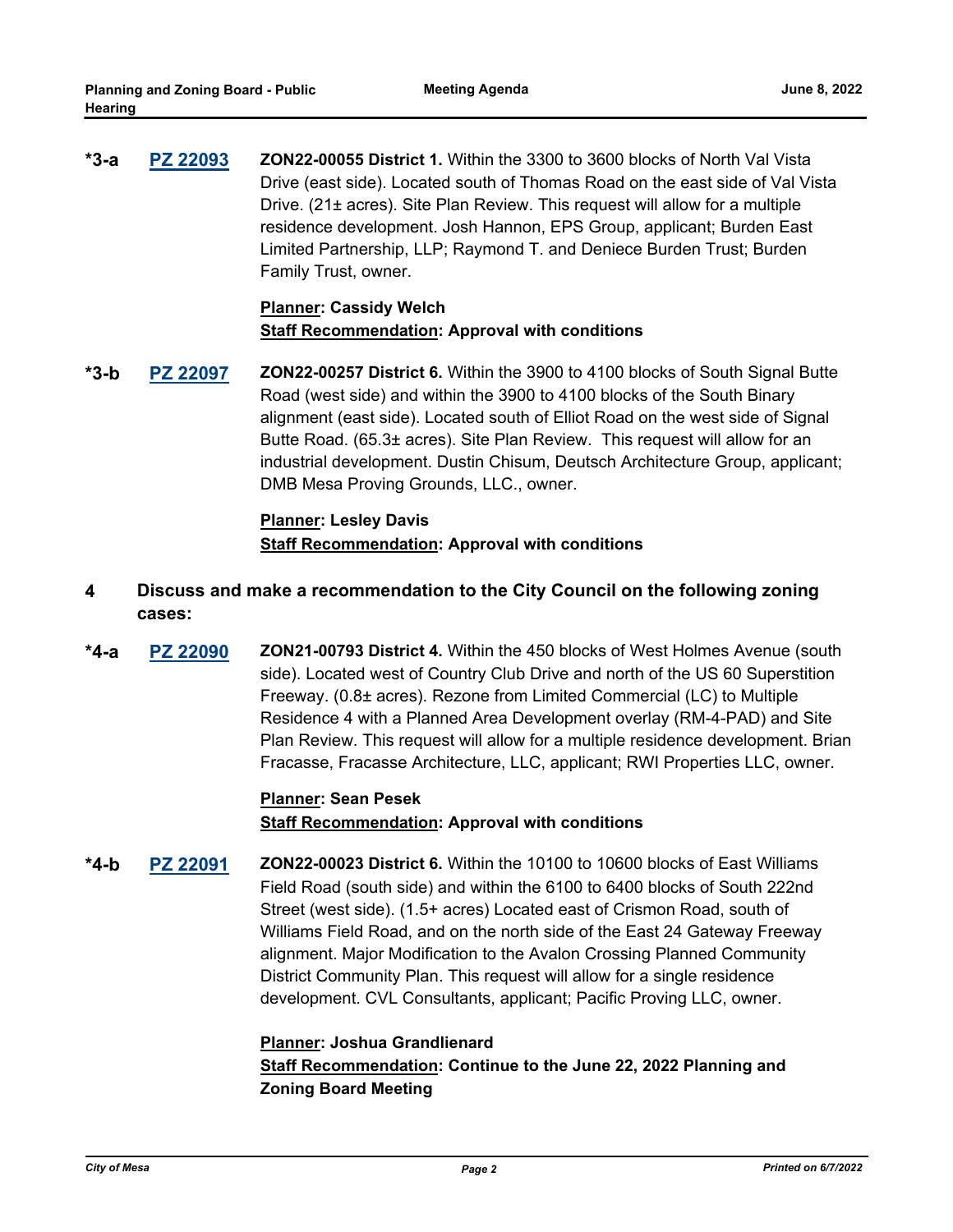**\*3-a** **PZ 22093** **ZON22-00055 District 1.** Within the 3300 to 3600 blocks of North Val Vista Drive (east side). Located south of Thomas Road on the east side of Val Vista Drive. (21± acres). Site Plan Review. This request will allow for a multiple residence development. Josh Hannon, EPS Group, applicant; Burden East Limited Partnership, LLP; Raymond T. and Deniece Burden Trust; Burden Family Trust, owner.

**Planner: Cassidy Welch**
**Staff Recommendation: Approval with conditions**

**\*3-b** **PZ 22097** **ZON22-00257 District 6.** Within the 3900 to 4100 blocks of South Signal Butte Road (west side) and within the 3900 to 4100 blocks of the South Binary alignment (east side). Located south of Elliot Road on the west side of Signal Butte Road. (65.3± acres). Site Plan Review. This request will allow for an industrial development. Dustin Chisum, Deutsch Architecture Group, applicant; DMB Mesa Proving Grounds, LLC., owner.

**Planner: Lesley Davis**
**Staff Recommendation: Approval with conditions**

## 4 Discuss and make a recommendation to the City Council on the following zoning cases:

**\*4-a** **PZ 22090** **ZON21-00793 District 4.** Within the 450 blocks of West Holmes Avenue (south side). Located west of Country Club Drive and north of the US 60 Superstition Freeway. (0.8± acres). Rezone from Limited Commercial (LC) to Multiple Residence 4 with a Planned Area Development overlay (RM-4-PAD) and Site Plan Review. This request will allow for a multiple residence development. Brian Fracasse, Fracasse Architecture, LLC, applicant; RWI Properties LLC, owner.

**Planner: Sean Pesek**
**Staff Recommendation: Approval with conditions**

**\*4-b** **PZ 22091** **ZON22-00023 District 6.** Within the 10100 to 10600 blocks of East Williams Field Road (south side) and within the 6100 to 6400 blocks of South 222nd Street (west side). (1.5+ acres) Located east of Crismon Road, south of Williams Field Road, and on the north side of the East 24 Gateway Freeway alignment. Major Modification to the Avalon Crossing Planned Community District Community Plan. This request will allow for a single residence development. CVL Consultants, applicant; Pacific Proving LLC, owner.

**Planner: Joshua Grandlienard**
**Staff Recommendation: Continue to the June 22, 2022 Planning and Zoning Board Meeting**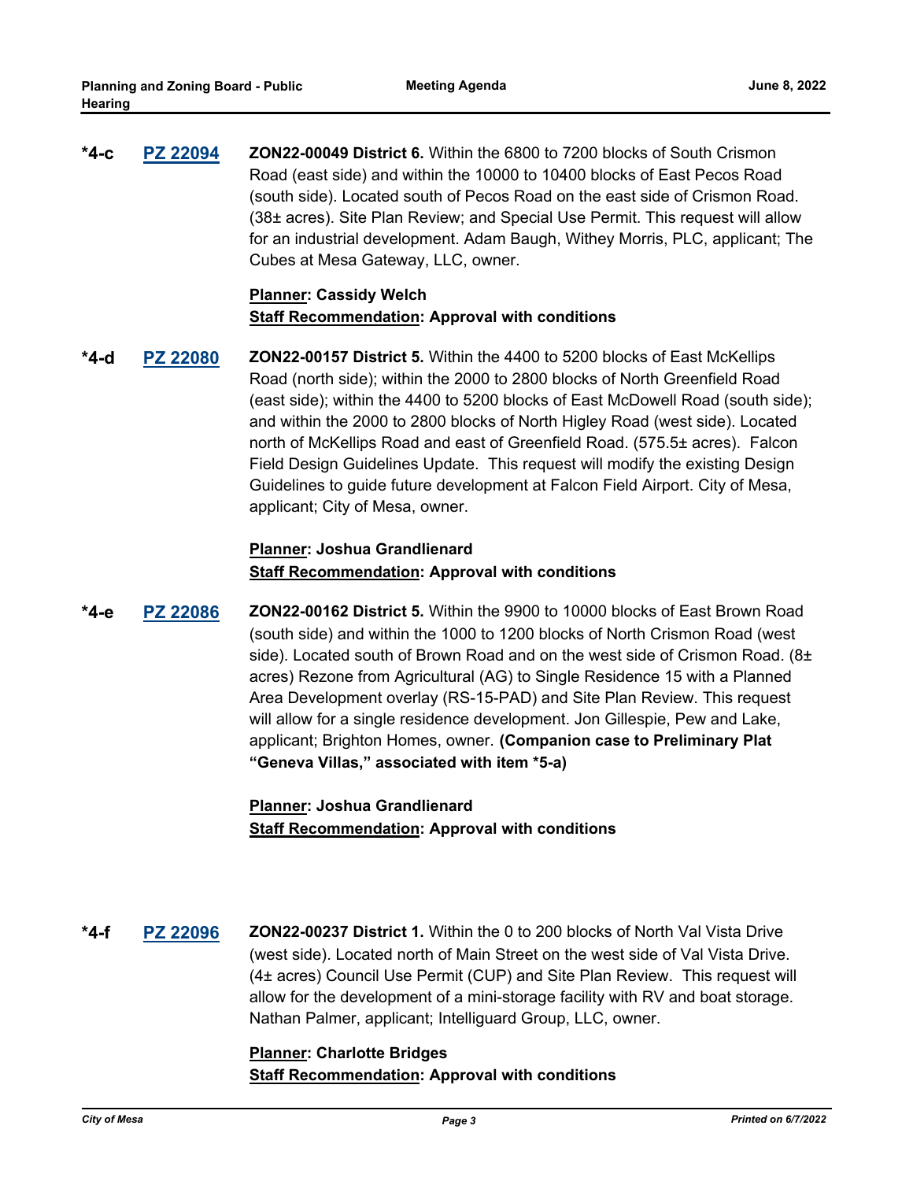**\*4-c** **PZ 22094** **ZON22-00049 District 6.** Within the 6800 to 7200 blocks of South Crismon Road (east side) and within the 10000 to 10400 blocks of East Pecos Road (south side). Located south of Pecos Road on the east side of Crismon Road. (38± acres). Site Plan Review; and Special Use Permit. This request will allow for an industrial development. Adam Baugh, Withey Morris, PLC, applicant; The Cubes at Mesa Gateway, LLC, owner.

**Planner: Cassidy Welch**
**Staff Recommendation: Approval with conditions**

**\*4-d** **PZ 22080** **ZON22-00157 District 5.** Within the 4400 to 5200 blocks of East McKellips Road (north side); within the 2000 to 2800 blocks of North Greenfield Road (east side); within the 4400 to 5200 blocks of East McDowell Road (south side); and within the 2000 to 2800 blocks of North Higley Road (west side). Located north of McKellips Road and east of Greenfield Road. (575.5± acres). Falcon Field Design Guidelines Update. This request will modify the existing Design Guidelines to guide future development at Falcon Field Airport. City of Mesa, applicant; City of Mesa, owner.

**Planner: Joshua Grandlienard**
**Staff Recommendation: Approval with conditions**

**\*4-e** **PZ 22086** **ZON22-00162 District 5.** Within the 9900 to 10000 blocks of East Brown Road (south side) and within the 1000 to 1200 blocks of North Crismon Road (west side). Located south of Brown Road and on the west side of Crismon Road. (8± acres) Rezone from Agricultural (AG) to Single Residence 15 with a Planned Area Development overlay (RS-15-PAD) and Site Plan Review. This request will allow for a single residence development. Jon Gillespie, Pew and Lake, applicant; Brighton Homes, owner. **(Companion case to Preliminary Plat "Geneva Villas," associated with item \*5-a)**

**Planner: Joshua Grandlienard**
**Staff Recommendation: Approval with conditions**

**\*4-f** **PZ 22096** **ZON22-00237 District 1.** Within the 0 to 200 blocks of North Val Vista Drive (west side). Located north of Main Street on the west side of Val Vista Drive. (4± acres) Council Use Permit (CUP) and Site Plan Review. This request will allow for the development of a mini-storage facility with RV and boat storage. Nathan Palmer, applicant; Intelliguard Group, LLC, owner.

**Planner: Charlotte Bridges**
**Staff Recommendation: Approval with conditions**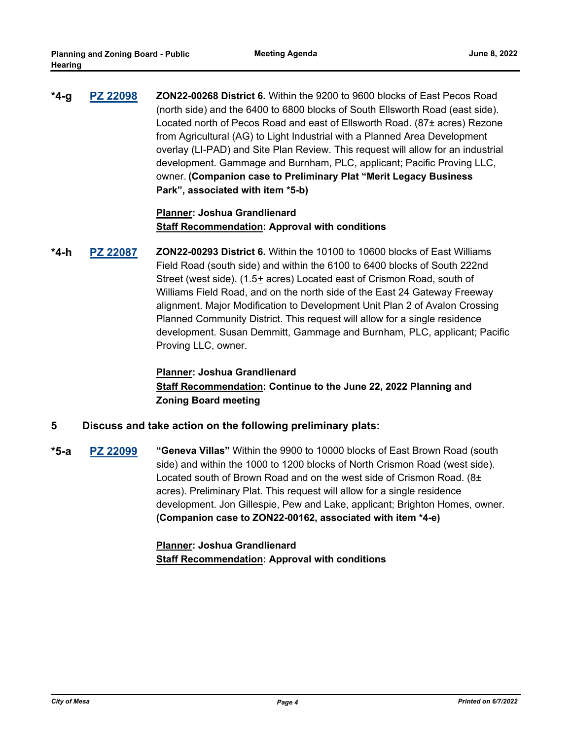**\*4-g** **PZ 22098** **ZON22-00268 District 6.** Within the 9200 to 9600 blocks of East Pecos Road (north side) and the 6400 to 6800 blocks of South Ellsworth Road (east side). Located north of Pecos Road and east of Ellsworth Road. (87± acres) Rezone from Agricultural (AG) to Light Industrial with a Planned Area Development overlay (LI-PAD) and Site Plan Review. This request will allow for an industrial development. Gammage and Burnham, PLC, applicant; Pacific Proving LLC, owner. **(Companion case to Preliminary Plat "Merit Legacy Business Park", associated with item *5-b)**

**Planner: Joshua Grandlienard**
**Staff Recommendation: Approval with conditions**

**\*4-h** **PZ 22087** **ZON22-00293 District 6.** Within the 10100 to 10600 blocks of East Williams Field Road (south side) and within the 6100 to 6400 blocks of South 222nd Street (west side). (1.5± acres) Located east of Crismon Road, south of Williams Field Road, and on the north side of the East 24 Gateway Freeway alignment. Major Modification to Development Unit Plan 2 of Avalon Crossing Planned Community District. This request will allow for a single residence development. Susan Demmitt, Gammage and Burnham, PLC, applicant; Pacific Proving LLC, owner.

**Planner: Joshua Grandlienard**
**Staff Recommendation: Continue to the June 22, 2022 Planning and Zoning Board meeting**

## 5 Discuss and take action on the following preliminary plats:

**\*5-a** **PZ 22099** **"Geneva Villas"** Within the 9900 to 10000 blocks of East Brown Road (south side) and within the 1000 to 1200 blocks of North Crismon Road (west side). Located south of Brown Road and on the west side of Crismon Road. (8± acres). Preliminary Plat. This request will allow for a single residence development. Jon Gillespie, Pew and Lake, applicant; Brighton Homes, owner. **(Companion case to ZON22-00162, associated with item *4-e)**

**Planner: Joshua Grandlienard**
**Staff Recommendation: Approval with conditions**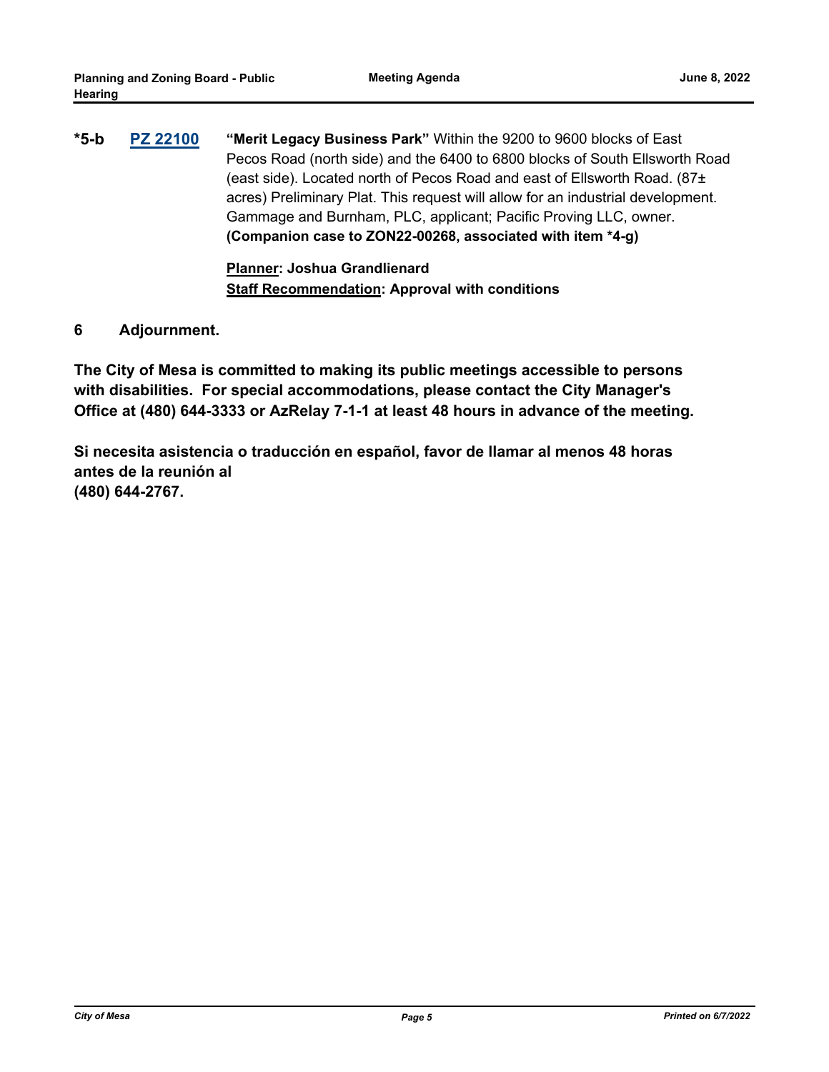**\*5-b** **PZ 22100** **"Merit Legacy Business Park"** Within the 9200 to 9600 blocks of East Pecos Road (north side) and the 6400 to 6800 blocks of South Ellsworth Road (east side). Located north of Pecos Road and east of Ellsworth Road. (87± acres) Preliminary Plat. This request will allow for an industrial development. Gammage and Burnham, PLC, applicant; Pacific Proving LLC, owner. **(Companion case to ZON22-00268, associated with item \*4-g)**

**Planner: Joshua Grandlienard**
**Staff Recommendation: Approval with conditions**

**6 Adjournment.**

**The City of Mesa is committed to making its public meetings accessible to persons with disabilities. For special accommodations, please contact the City Manager's Office at (480) 644-3333 or AzRelay 7-1-1 at least 48 hours in advance of the meeting.**

**Si necesita asistencia o traducción en español, favor de llamar al menos 48 horas antes de la reunión al (480) 644-2767.**